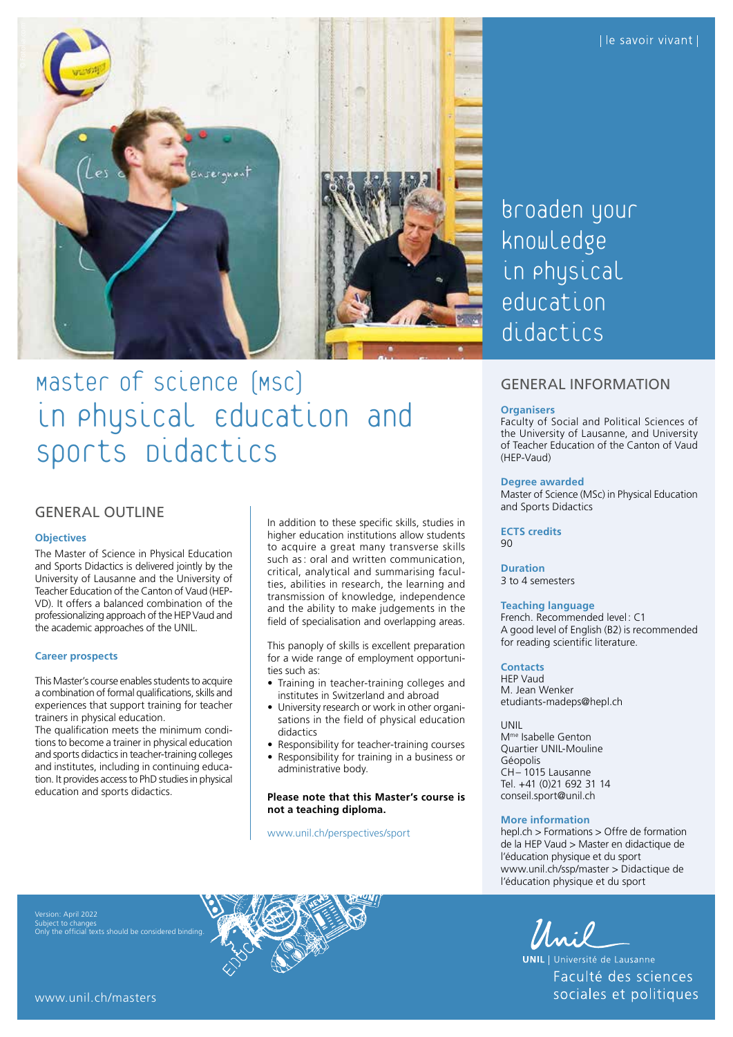| le savoir vivant |

Broaden your knowledge in physical education didactics

# Master of Science (MSc) in Physical Education and Sports Didactics

## GENERAL OUTLINE

### Objectives

The Master of Science in Physical Education and Sports Didactics is delivered jointly by the University of Lausanne and the University of Teacher Education of the Canton of Vaud (HEP-VD). It offers a balanced combination of the professionalizing approach of the HEP Vaud and the academic approaches of the UNIL.

### Career prospects

This Master's course enables students to acquire a combination of formal qualifications, skills and experiences that support training for teacher trainers in physical education.

The qualification meets the minimum conditions to become a trainer in physical education and sports didactics in teacher-training colleges and institutes, including in continuing education. It provides access to PhD studies in physical education and sports didactics.

In addition to these specific skills, studies in higher education institutions allow students to acquire a great many transverse skills such as: oral and written communication, critical, analytical and summarising faculties, abilities in research, the learning and transmission of knowledge, independence and the ability to make judgements in the field of specialisation and overlapping areas.

This panoply of skills is excellent preparation for a wide range of employment opportunities such as:

- Training in teacher-training colleges and institutes in Switzerland and abroad
- University research or work in other organisations in the field of physical education didactics
- Responsibility for teacher-training courses
- Responsibility for training in a business or administrative body.

**Please note that this Master's course is not a teaching diploma.**

www.unil.ch/perspectives/sport

## GENERAL INFORMATION

### Organisers
Faculty of Social and Political Sciences of the University of Lausanne, and University of Teacher Education of the Canton of Vaud (HEP-Vaud)

### Degree awarded
Master of Science (MSc) in Physical Education and Sports Didactics

### ECTS credits
90

### Duration
3 to 4 semesters

### Teaching language
French. Recommended level: C1
A good level of English (B2) is recommended for reading scientific literature.

### Contacts
HEP Vaud
M. Jean Wenker
etudiants-madeps@hepl.ch

UNIL
Mme Isabelle Genton
Quartier UNIL-Mouline
Géopolis
CH– 1015 Lausanne
Tel. +41 (0)21 692 31 14
conseil.sport@unil.ch

### More information
hepl.ch > Formations > Offre de formation de la HEP Vaud > Master en didactique de l'éducation physique et du sport
www.unil.ch/ssp/master > Didactique de l'éducation physique et du sport

Version: April 2022
Subject to changes
Only the official texts should be considered binding.

www.unil.ch/masters

UNIL | Université de Lausanne
Faculté des sciences sociales et politiques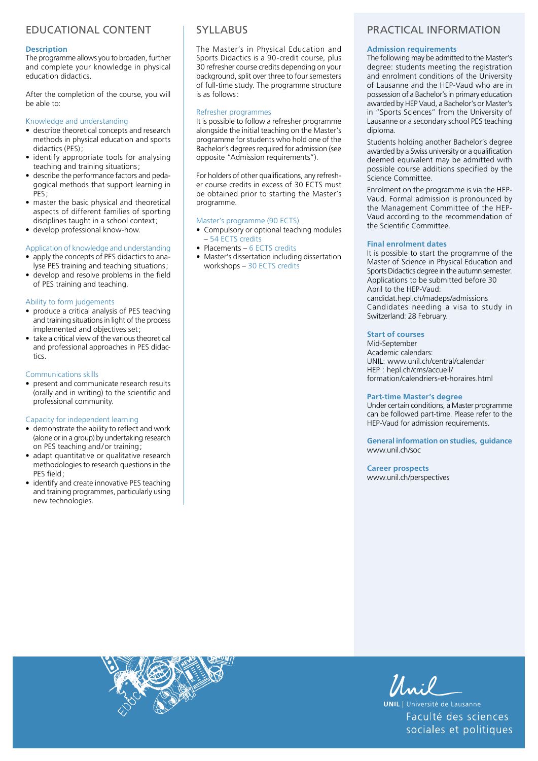## EDUCATIONAL CONTENT

**Description**

The programme allows you to broaden, further and complete your knowledge in physical education didactics.

After the completion of the course, you will be able to:

### Knowledge and understanding

- describe theoretical concepts and research methods in physical education and sports didactics (PES);
- identify appropriate tools for analysing teaching and training situations;
- describe the performance factors and pedagogical methods that support learning in PES;
- master the basic physical and theoretical aspects of different families of sporting disciplines taught in a school context;
- develop professional know-how.

### Application of knowledge and understanding

- apply the concepts of PES didactics to analyse PES training and teaching situations;
- develop and resolve problems in the field of PES training and teaching.

### Ability to form judgements

- produce a critical analysis of PES teaching and training situations in light of the process implemented and objectives set;
- take a critical view of the various theoretical and professional approaches in PES didactics.

### Communications skills

- present and communicate research results (orally and in writing) to the scientific and professional community.

### Capacity for independent learning

- demonstrate the ability to reflect and work (alone or in a group) by undertaking research on PES teaching and/or training;
- adapt quantitative or qualitative research methodologies to research questions in the PES field;
- identify and create innovative PES teaching and training programmes, particularly using new technologies.

## SYLLABUS

The Master's in Physical Education and Sports Didactics is a 90-credit course, plus 30 refresher course credits depending on your background, split over three to four semesters of full-time study. The programme structure is as follows:

### Refresher programmes

It is possible to follow a refresher programme alongside the initial teaching on the Master's programme for students who hold one of the Bachelor's degrees required for admission (see opposite "Admission requirements").

For holders of other qualifications, any refresher course credits in excess of 30 ECTS must be obtained prior to starting the Master's programme.

### Master's programme (90 ECTS)

- Compulsory or optional teaching modules – 54 ECTS credits
- Placements – 6 ECTS credits
- Master's dissertation including dissertation workshops – 30 ECTS credits

## PRACTICAL INFORMATION

**Admission requirements**

The following may be admitted to the Master's degree: students meeting the registration and enrolment conditions of the University of Lausanne and the HEP-Vaud who are in possession of a Bachelor's in primary education awarded by HEP Vaud, a Bachelor's or Master's in "Sports Sciences" from the University of Lausanne or a secondary school PES teaching diploma.

Students holding another Bachelor's degree awarded by a Swiss university or a qualification deemed equivalent may be admitted with possible course additions specified by the Science Committee.

Enrolment on the programme is via the HEP-Vaud. Formal admission is pronounced by the Management Committee of the HEP-Vaud according to the recommendation of the Scientific Committee.

**Final enrolment dates**

It is possible to start the programme of the Master of Science in Physical Education and Sports Didactics degree in the autumn semester.
Applications to be submitted before 30 April to the HEP-Vaud:
candidat.hepl.ch/madeps/admissions
Candidates needing a visa to study in Switzerland: 28 February.

**Start of courses**

Mid-September
Academic calendars:
UNIL: www.unil.ch/central/calendar
HEP : hepl.ch/cms/accueil/formation/calendriers-et-horaires.html

**Part-time Master's degree**

Under certain conditions, a Master programme can be followed part-time. Please refer to the HEP-Vaud for admission requirements.

**General information on studies, guidance**

www.unil.ch/soc

**Career prospects**

www.unil.ch/perspectives

Unil
UNIL | Université de Lausanne
Faculté des sciences sociales et politiques